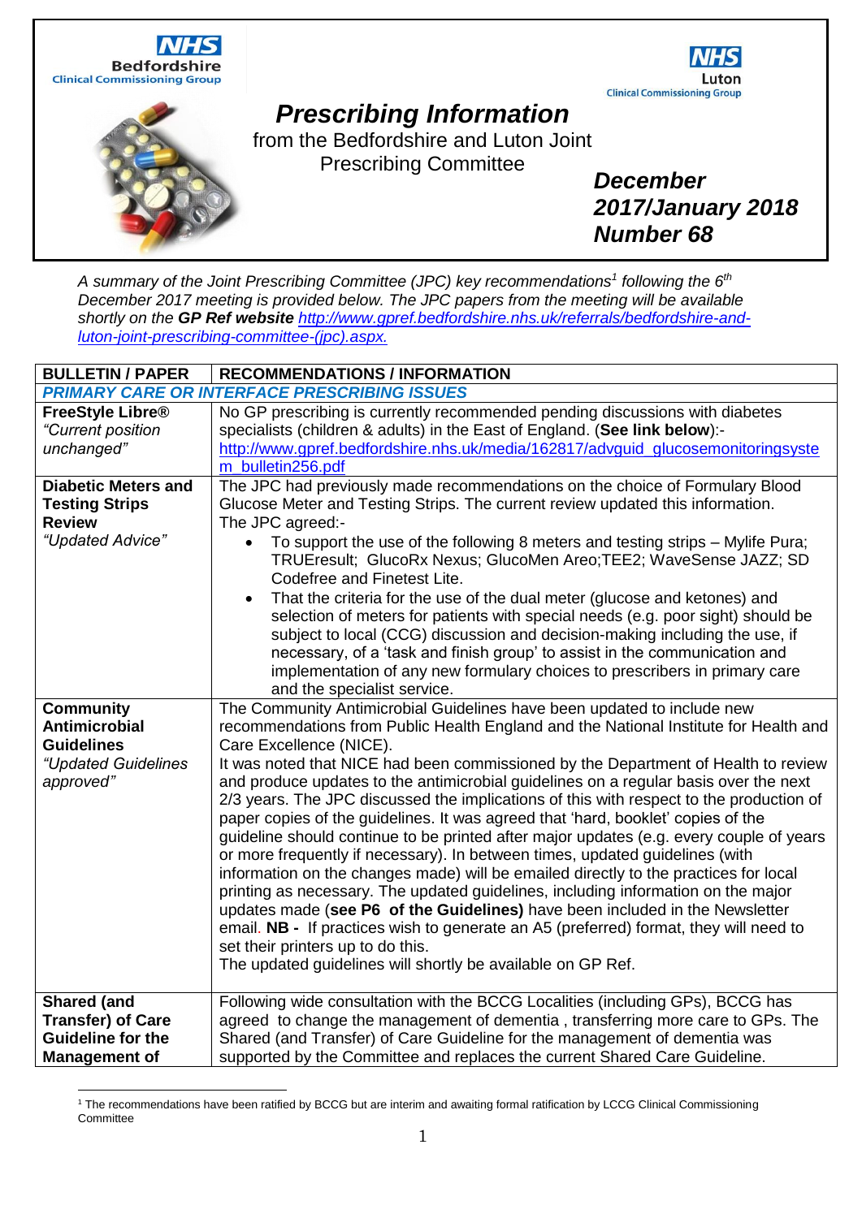NHS Bedfordshire Clinical Commissioning Group

NHS Luton Clinical Commissioning Group

# Prescribing Information

from the Bedfordshire and Luton Joint Prescribing Committee

***December 2017/January 2018 Number 68***

*A summary of the Joint Prescribing Committee (JPC) key recommendations[1] following the 6th December 2017 meeting is provided below. The JPC papers from the meeting will be available shortly on the* ***GP Ref website*** *http://www.gpref.bedfordshire.nhs.uk/referrals/bedfordshire-and-luton-joint-prescribing-committee-(jpc).aspx.*

| BULLETIN / PAPER | RECOMMENDATIONS / INFORMATION |
|---|---|
| ***PRIMARY CARE OR INTERFACE PRESCRIBING ISSUES*** | |
| **FreeStyle Libre®** *"Current position unchanged"* | No GP prescribing is currently recommended pending discussions with diabetes specialists (children & adults) in the East of England. (**See link below**):- http://www.gpref.bedfordshire.nhs.uk/media/162817/advguid_glucosemonitoringsystem_bulletin256.pdf |
| **Diabetic Meters and Testing Strips Review** *"Updated Advice"* | The JPC had previously made recommendations on the choice of Formulary Blood Glucose Meter and Testing Strips. The current review updated this information. The JPC agreed:- <br>• To support the use of the following 8 meters and testing strips – Mylife Pura; TRUEresult; GlucoRx Nexus; GlucoMen Areo;TEE2; WaveSense JAZZ; SD Codefree and Finetest Lite. <br>• That the criteria for the use of the dual meter (glucose and ketones) and selection of meters for patients with special needs (e.g. poor sight) should be subject to local (CCG) discussion and decision-making including the use, if necessary, of a 'task and finish group' to assist in the communication and implementation of any new formulary choices to prescribers in primary care and the specialist service. |
| **Community Antimicrobial Guidelines** *"Updated Guidelines approved"* | The Community Antimicrobial Guidelines have been updated to include new recommendations from Public Health England and the National Institute for Health and Care Excellence (NICE). <br>It was noted that NICE had been commissioned by the Department of Health to review and produce updates to the antimicrobial guidelines on a regular basis over the next 2/3 years. The JPC discussed the implications of this with respect to the production of paper copies of the guidelines. It was agreed that 'hard, booklet' copies of the guideline should continue to be printed after major updates (e.g. every couple of years or more frequently if necessary). In between times, updated guidelines (with information on the changes made) will be emailed directly to the practices for local printing as necessary. The updated guidelines, including information on the major updates made (**see P6 of the Guidelines)** have been included in the Newsletter email. **NB -** If practices wish to generate an A5 (preferred) format, they will need to set their printers up to do this. <br>The updated guidelines will shortly be available on GP Ref. |
| **Shared (and Transfer) of Care Guideline for the Management of** | Following wide consultation with the BCCG Localities (including GPs), BCCG has agreed to change the management of dementia , transferring more care to GPs. The Shared (and Transfer) of Care Guideline for the management of dementia was supported by the Committee and replaces the current Shared Care Guideline. |

[1] The recommendations have been ratified by BCCG but are interim and awaiting formal ratification by LCCG Clinical Commissioning Committee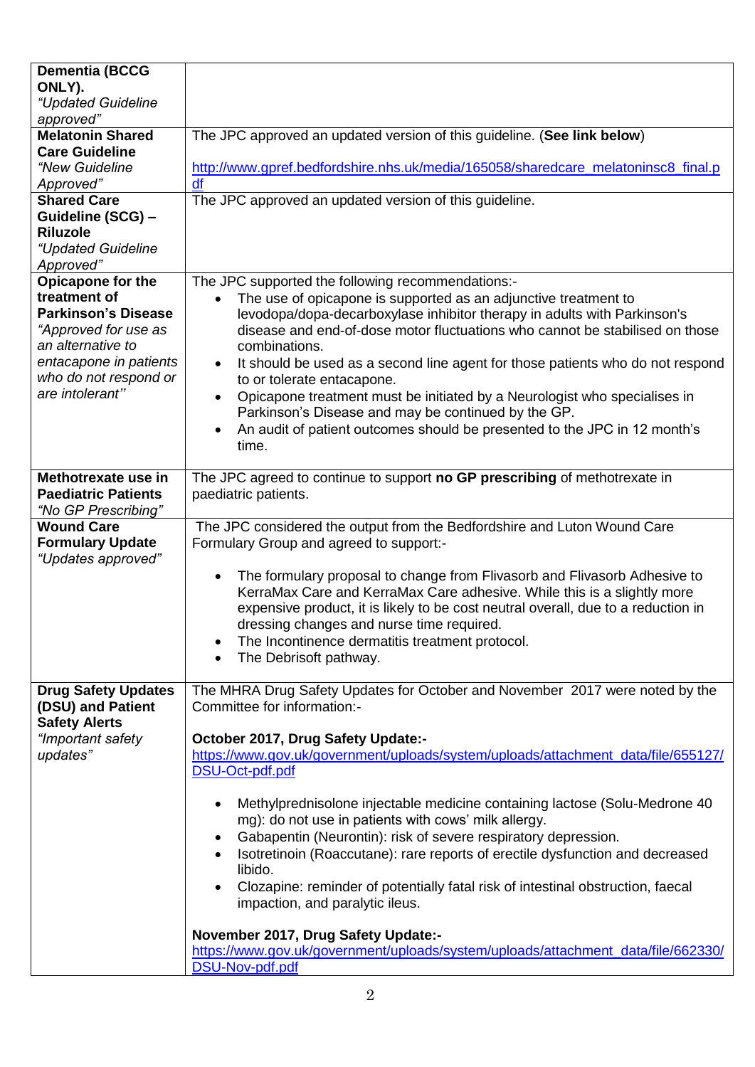| | |
|---|---|
| **Dementia (BCCG ONLY).** *"Updated Guideline approved"* | |
| **Melatonin Shared Care Guideline** *"New Guideline Approved"* | The JPC approved an updated version of this guideline. (**See link below**)<br><br>http://www.gpref.bedfordshire.nhs.uk/media/165058/sharedcare_melatoninsc8_final.pdf |
| **Shared Care Guideline (SCG) – Riluzole** *"Updated Guideline Approved"* | The JPC approved an updated version of this guideline. |
| **Opicapone for the treatment of Parkinson's Disease** *"Approved for use as an alternative to entacapone in patients who do not respond or are intolerant''* | The JPC supported the following recommendations:-<br>• The use of opicapone is supported as an adjunctive treatment to levodopa/dopa-decarboxylase inhibitor therapy in adults with Parkinson's disease and end-of-dose motor fluctuations who cannot be stabilised on those combinations.<br>• It should be used as a second line agent for those patients who do not respond to or tolerate entacapone.<br>• Opicapone treatment must be initiated by a Neurologist who specialises in Parkinson's Disease and may be continued by the GP.<br>• An audit of patient outcomes should be presented to the JPC in 12 month's time. |
| **Methotrexate use in Paediatric Patients** *"No GP Prescribing"* | The JPC agreed to continue to support **no GP prescribing** of methotrexate in paediatric patients. |
| **Wound Care Formulary Update** *"Updates approved"* | The JPC considered the output from the Bedfordshire and Luton Wound Care Formulary Group and agreed to support:-<br><br>• The formulary proposal to change from Flivasorb and Flivasorb Adhesive to KerraMax Care and KerraMax Care adhesive. While this is a slightly more expensive product, it is likely to be cost neutral overall, due to a reduction in dressing changes and nurse time required.<br>• The Incontinence dermatitis treatment protocol.<br>• The Debrisoft pathway. |
| **Drug Safety Updates (DSU) and Patient Safety Alerts** *"Important safety updates"* | The MHRA Drug Safety Updates for October and November 2017 were noted by the Committee for information:-<br><br>**October 2017, Drug Safety Update:-**<br>https://www.gov.uk/government/uploads/system/uploads/attachment_data/file/655127/DSU-Oct-pdf.pdf<br><br>• Methylprednisolone injectable medicine containing lactose (Solu-Medrone 40 mg): do not use in patients with cows' milk allergy.<br>• Gabapentin (Neurontin): risk of severe respiratory depression.<br>• Isotretinoin (Roaccutane): rare reports of erectile dysfunction and decreased libido.<br>• Clozapine: reminder of potentially fatal risk of intestinal obstruction, faecal impaction, and paralytic ileus.<br><br>**November 2017, Drug Safety Update:-**<br>https://www.gov.uk/government/uploads/system/uploads/attachment_data/file/662330/DSU-Nov-pdf.pdf |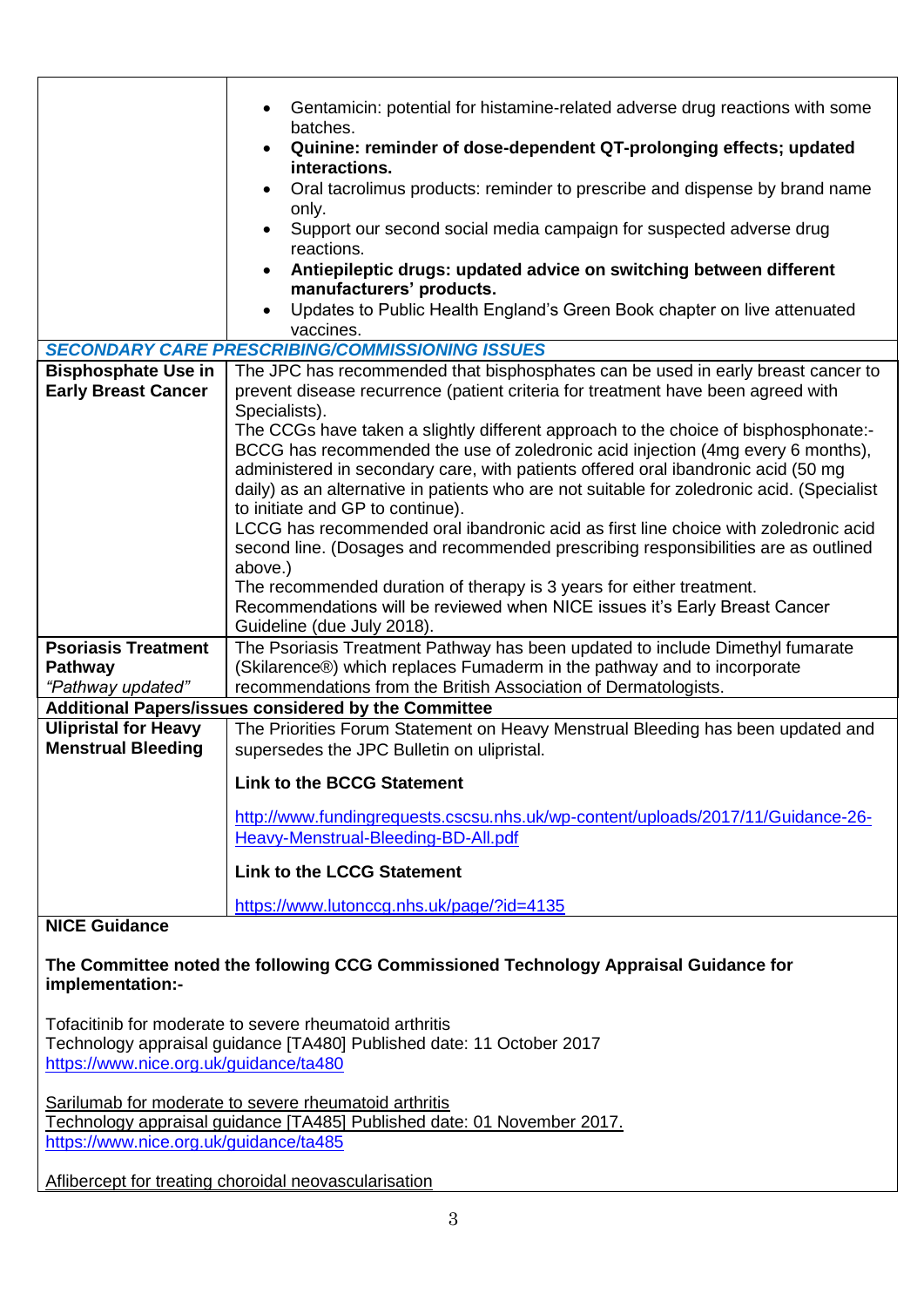| | |
|---|---|
| | • Gentamicin: potential for histamine-related adverse drug reactions with some batches.<br>• **Quinine: reminder of dose-dependent QT-prolonging effects; updated interactions.**<br>• Oral tacrolimus products: reminder to prescribe and dispense by brand name only.<br>• Support our second social media campaign for suspected adverse drug reactions.<br>• **Antiepileptic drugs: updated advice on switching between different manufacturers' products.**<br>• Updates to Public Health England's Green Book chapter on live attenuated vaccines. |
| ***SECONDARY CARE PRESCRIBING/COMMISSIONING ISSUES*** | |
| **Bisphosphate Use in Early Breast Cancer** | The JPC has recommended that bisphosphates can be used in early breast cancer to prevent disease recurrence (patient criteria for treatment have been agreed with Specialists).<br>The CCGs have taken a slightly different approach to the choice of bisphosphonate:- BCCG has recommended the use of zoledronic acid injection (4mg every 6 months), administered in secondary care, with patients offered oral ibandronic acid (50 mg daily) as an alternative in patients who are not suitable for zoledronic acid. (Specialist to initiate and GP to continue).<br>LCCG has recommended oral ibandronic acid as first line choice with zoledronic acid second line. (Dosages and recommended prescribing responsibilities are as outlined above.)<br>The recommended duration of therapy is 3 years for either treatment.<br>Recommendations will be reviewed when NICE issues it's Early Breast Cancer Guideline (due July 2018). |
| **Psoriasis Treatment Pathway**<br>*"Pathway updated"* | The Psoriasis Treatment Pathway has been updated to include Dimethyl fumarate (Skilarence®) which replaces Fumaderm in the pathway and to incorporate recommendations from the British Association of Dermatologists. |
| **Additional Papers/issues considered by the Committee** | |
| **Ulipristal for Heavy Menstrual Bleeding** | The Priorities Forum Statement on Heavy Menstrual Bleeding has been updated and supersedes the JPC Bulletin on ulipristal.<br><br>**Link to the BCCG Statement**<br><br>http://www.fundingrequests.cscsu.nhs.uk/wp-content/uploads/2017/11/Guidance-26-Heavy-Menstrual-Bleeding-BD-All.pdf<br><br>**Link to the LCCG Statement**<br><br>https://www.lutonccg.nhs.uk/page/?id=4135 |

**NICE Guidance**

**The Committee noted the following CCG Commissioned Technology Appraisal Guidance for implementation:-**

Tofacitinib for moderate to severe rheumatoid arthritis
Technology appraisal guidance [TA480] Published date: 11 October 2017
https://www.nice.org.uk/guidance/ta480

Sarilumab for moderate to severe rheumatoid arthritis
Technology appraisal guidance [TA485] Published date: 01 November 2017.
https://www.nice.org.uk/guidance/ta485

Aflibercept for treating choroidal neovascularisation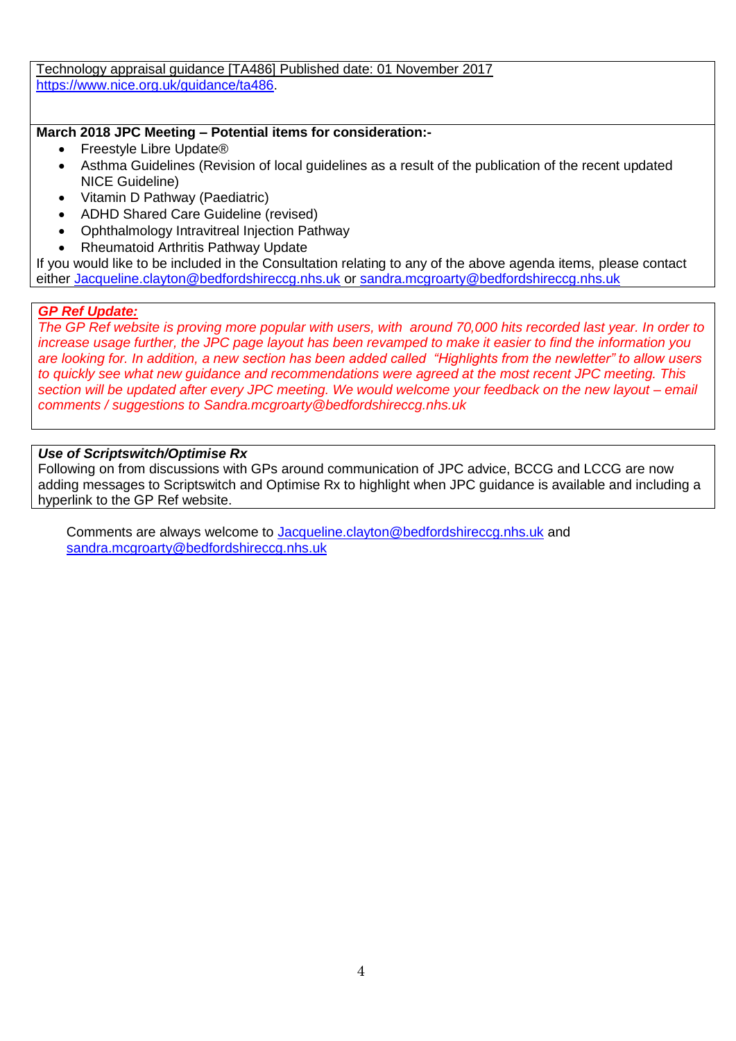Technology appraisal guidance [TA486] Published date: 01 November 2017
https://www.nice.org.uk/guidance/ta486.

**March 2018 JPC Meeting – Potential items for consideration:-**

- Freestyle Libre Update®
- Asthma Guidelines (Revision of local guidelines as a result of the publication of the recent updated NICE Guideline)
- Vitamin D Pathway (Paediatric)
- ADHD Shared Care Guideline (revised)
- Ophthalmology Intravitreal Injection Pathway
- Rheumatoid Arthritis Pathway Update

If you would like to be included in the Consultation relating to any of the above agenda items, please contact either Jacqueline.clayton@bedfordshireccg.nhs.uk or sandra.mcgroarty@bedfordshireccg.nhs.uk

***GP Ref Update:***

*The GP Ref website is proving more popular with users, with around 70,000 hits recorded last year. In order to increase usage further, the JPC page layout has been revamped to make it easier to find the information you are looking for. In addition, a new section has been added called "Highlights from the newletter" to allow users to quickly see what new guidance and recommendations were agreed at the most recent JPC meeting. This section will be updated after every JPC meeting. We would welcome your feedback on the new layout – email comments / suggestions to Sandra.mcgroarty@bedfordshireccg.nhs.uk*

***Use of Scriptswitch/Optimise Rx***

Following on from discussions with GPs around communication of JPC advice, BCCG and LCCG are now adding messages to Scriptswitch and Optimise Rx to highlight when JPC guidance is available and including a hyperlink to the GP Ref website.

Comments are always welcome to Jacqueline.clayton@bedfordshireccg.nhs.uk and sandra.mcgroarty@bedfordshireccg.nhs.uk